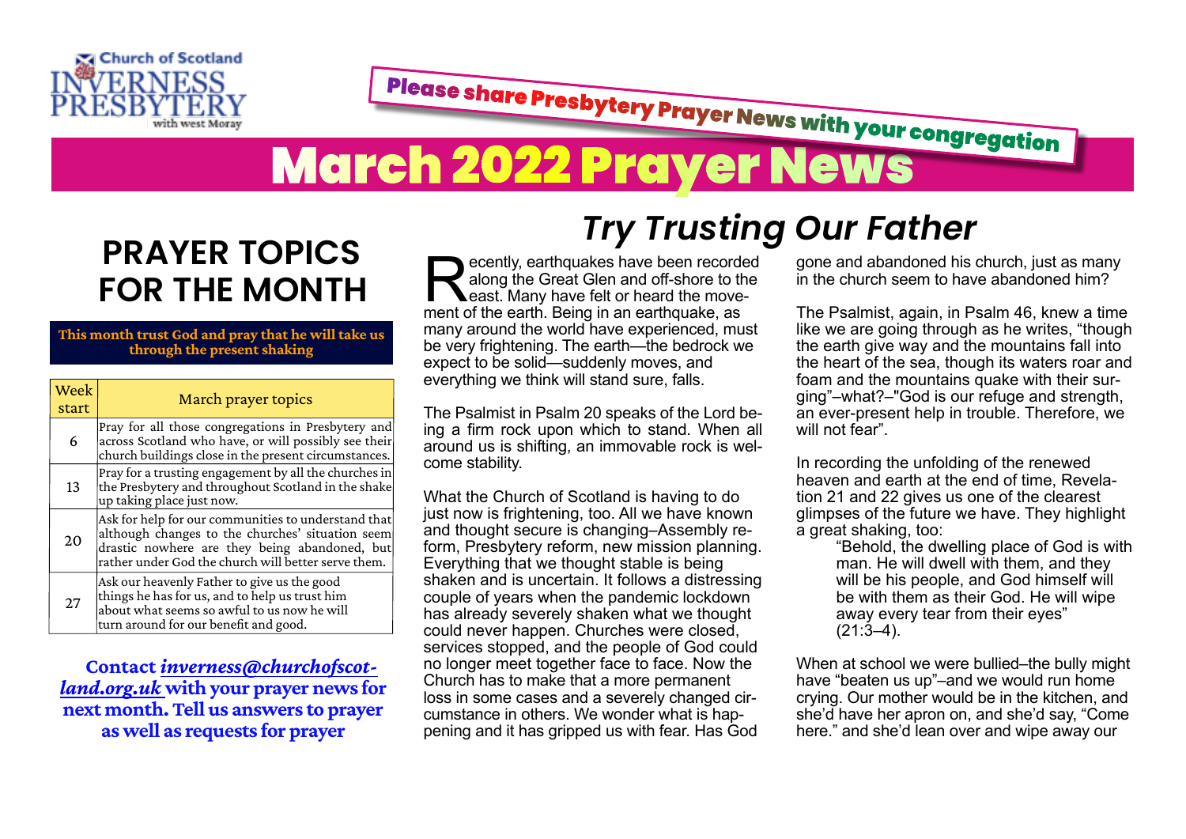Church of Scotland
INVERNESS PRESBYTERY
with west Moray

Please share Presbytery Prayer News with your congregation

# March 2022 Prayer News

## PRAYER TOPICS FOR THE MONTH

**This month trust God and pray that he will take us through the present shaking**

| Week start | March prayer topics |
|---|---|
| 6 | Pray for all those congregations in Presbytery and across Scotland who have, or will possibly see their church buildings close in the present circumstances. |
| 13 | Pray for a trusting engagement by all the churches in the Presbytery and throughout Scotland in the shake up taking place just now. |
| 20 | Ask for help for our communities to understand that although changes to the churches' situation seem drastic nowhere are they being abandoned, but rather under God the church will better serve them. |
| 27 | Ask our heavenly Father to give us the good things he has for us, and to help us trust him about what seems so awful to us now he will turn around for our benefit and good. |

**Contact *inverness@churchofscotland.org.uk* with your prayer news for next month. Tell us answers to prayer as well as requests for prayer**

## *Try Trusting Our Father*

Recently, earthquakes have been recorded along the Great Glen and off-shore to the east. Many have felt or heard the movement of the earth. Being in an earthquake, as many around the world have experienced, must be very frightening. The earth—the bedrock we expect to be solid—suddenly moves, and everything we think will stand sure, falls.

The Psalmist in Psalm 20 speaks of the Lord being a firm rock upon which to stand. When all around us is shifting, an immovable rock is welcome stability.

What the Church of Scotland is having to do just now is frightening, too. All we have known and thought secure is changing–Assembly reform, Presbytery reform, new mission planning. Everything that we thought stable is being shaken and is uncertain. It follows a distressing couple of years when the pandemic lockdown has already severely shaken what we thought could never happen. Churches were closed, services stopped, and the people of God could no longer meet together face to face. Now the Church has to make that a more permanent loss in some cases and a severely changed circumstance in others. We wonder what is happening and it has gripped us with fear. Has God gone and abandoned his church, just as many in the church seem to have abandoned him?

The Psalmist, again, in Psalm 46, knew a time like we are going through as he writes, "though the earth give way and the mountains fall into the heart of the sea, though its waters roar and foam and the mountains quake with their surging"–what?–"God is our refuge and strength, an ever-present help in trouble. Therefore, we will not fear".

In recording the unfolding of the renewed heaven and earth at the end of time, Revelation 21 and 22 gives us one of the clearest glimpses of the future we have. They highlight a great shaking, too:

> "Behold, the dwelling place of God is with man. He will dwell with them, and they will be his people, and God himself will be with them as their God. He will wipe away every tear from their eyes" (21:3–4).

When at school we were bullied–the bully might have "beaten us up"–and we would run home crying. Our mother would be in the kitchen, and she'd have her apron on, and she'd say, "Come here." and she'd lean over and wipe away our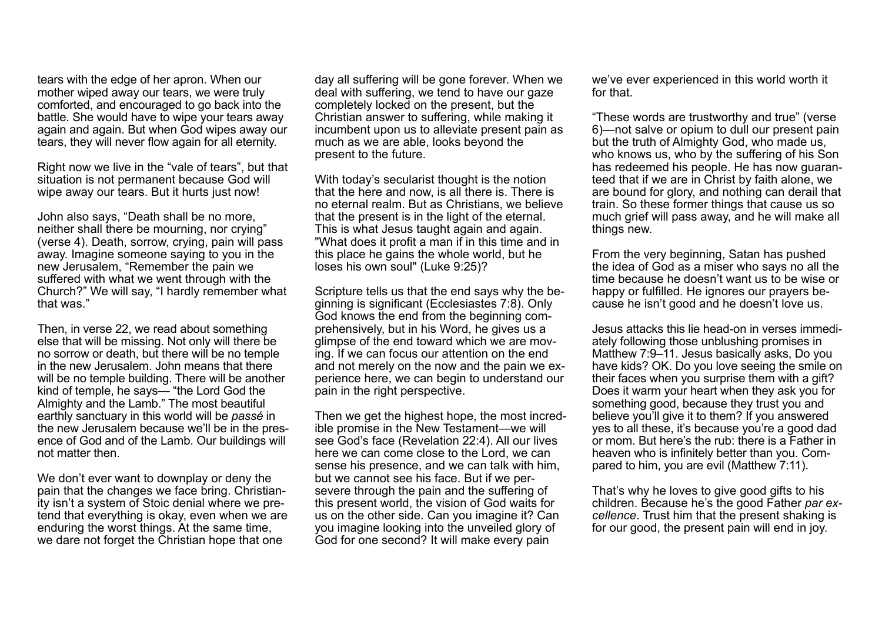tears with the edge of her apron. When our mother wiped away our tears, we were truly comforted, and encouraged to go back into the battle. She would have to wipe your tears away again and again. But when God wipes away our tears, they will never flow again for all eternity.

Right now we live in the "vale of tears", but that situation is not permanent because God will wipe away our tears. But it hurts just now!

John also says, "Death shall be no more, neither shall there be mourning, nor crying" (verse 4). Death, sorrow, crying, pain will pass away. Imagine someone saying to you in the new Jerusalem, "Remember the pain we suffered with what we went through with the Church?" We will say, "I hardly remember what that was."

Then, in verse 22, we read about something else that will be missing. Not only will there be no sorrow or death, but there will be no temple in the new Jerusalem. John means that there will be no temple building. There will be another kind of temple, he says— "the Lord God the Almighty and the Lamb." The most beautiful earthly sanctuary in this world will be *passé* in the new Jerusalem because we'll be in the presence of God and of the Lamb. Our buildings will not matter then.

We don't ever want to downplay or deny the pain that the changes we face bring. Christianity isn't a system of Stoic denial where we pretend that everything is okay, even when we are enduring the worst things. At the same time, we dare not forget the Christian hope that one day all suffering will be gone forever. When we deal with suffering, we tend to have our gaze completely locked on the present, but the Christian answer to suffering, while making it incumbent upon us to alleviate present pain as much as we are able, looks beyond the present to the future.

With today's secularist thought is the notion that the here and now, is all there is. There is no eternal realm. But as Christians, we believe that the present is in the light of the eternal. This is what Jesus taught again and again. "What does it profit a man if in this time and in this place he gains the whole world, but he loses his own soul" (Luke 9:25)?

Scripture tells us that the end says why the beginning is significant (Ecclesiastes 7:8). Only God knows the end from the beginning comprehensively, but in his Word, he gives us a glimpse of the end toward which we are moving. If we can focus our attention on the end and not merely on the now and the pain we experience here, we can begin to understand our pain in the right perspective.

Then we get the highest hope, the most incredible promise in the New Testament—we will see God's face (Revelation 22:4). All our lives here we can come close to the Lord, we can sense his presence, and we can talk with him, but we cannot see his face. But if we persevere through the pain and the suffering of this present world, the vision of God waits for us on the other side. Can you imagine it? Can you imagine looking into the unveiled glory of God for one second? It will make every pain we've ever experienced in this world worth it for that.

"These words are trustworthy and true" (verse 6)—not salve or opium to dull our present pain but the truth of Almighty God, who made us, who knows us, who by the suffering of his Son has redeemed his people. He has now guaranteed that if we are in Christ by faith alone, we are bound for glory, and nothing can derail that train. So these former things that cause us so much grief will pass away, and he will make all things new.

From the very beginning, Satan has pushed the idea of God as a miser who says no all the time because he doesn't want us to be wise or happy or fulfilled. He ignores our prayers because he isn't good and he doesn't love us.

Jesus attacks this lie head-on in verses immediately following those unblushing promises in Matthew 7:9–11. Jesus basically asks, Do you have kids? OK. Do you love seeing the smile on their faces when you surprise them with a gift? Does it warm your heart when they ask you for something good, because they trust you and believe you'll give it to them? If you answered yes to all these, it's because you're a good dad or mom. But here's the rub: there is a Father in heaven who is infinitely better than you. Compared to him, you are evil (Matthew 7:11).

That's why he loves to give good gifts to his children. Because he's the good Father *par excellence*. Trust him that the present shaking is for our good, the present pain will end in joy.